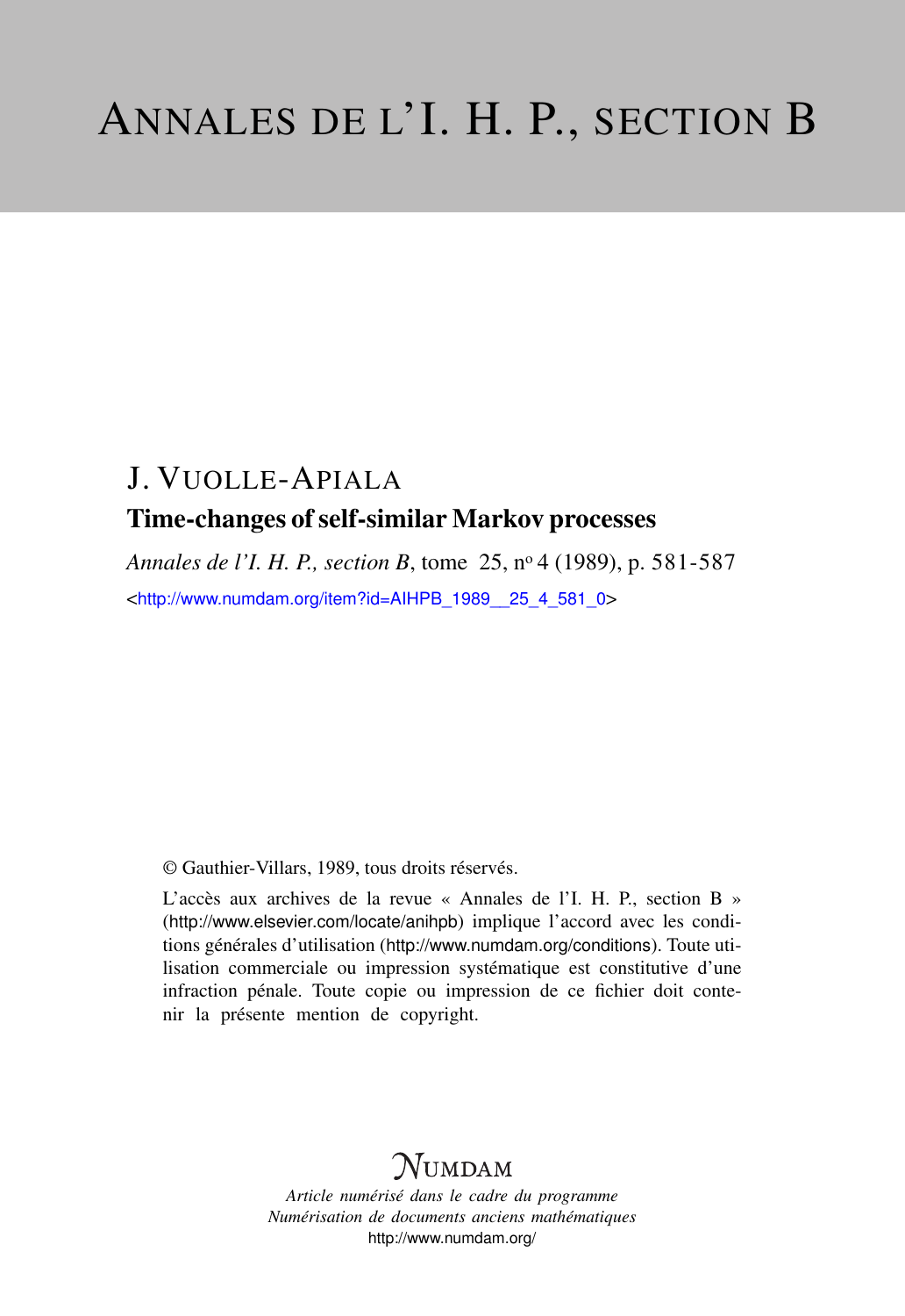# ANNALES DE L'I. H. P., SECTION B

## J. VUOLLE-APIALA

### Time-changes of self-similar Markov processes

*Annales de l'I. H. P., section B*, tome 25, n° 4 (1989), p. 581-587

<http://www.numdam.org/item?id=AIHPB_1989__25_4_581_0>

© Gauthier-Villars, 1989, tous droits réservés.

L'accès aux archives de la revue « Annales de l'I. H. P., section B » (http://www.elsevier.com/locate/anihpb) implique l'accord avec les conditions générales d'utilisation (http://www.numdam.org/conditions). Toute utilisation commerciale ou impression systématique est constitutive d'une infraction pénale. Toute copie ou impression de ce fichier doit contenir la présente mention de copyright.

NUMDAM

*Article numérisé dans le cadre du programme*
*Numérisation de documents anciens mathématiques*
http://www.numdam.org/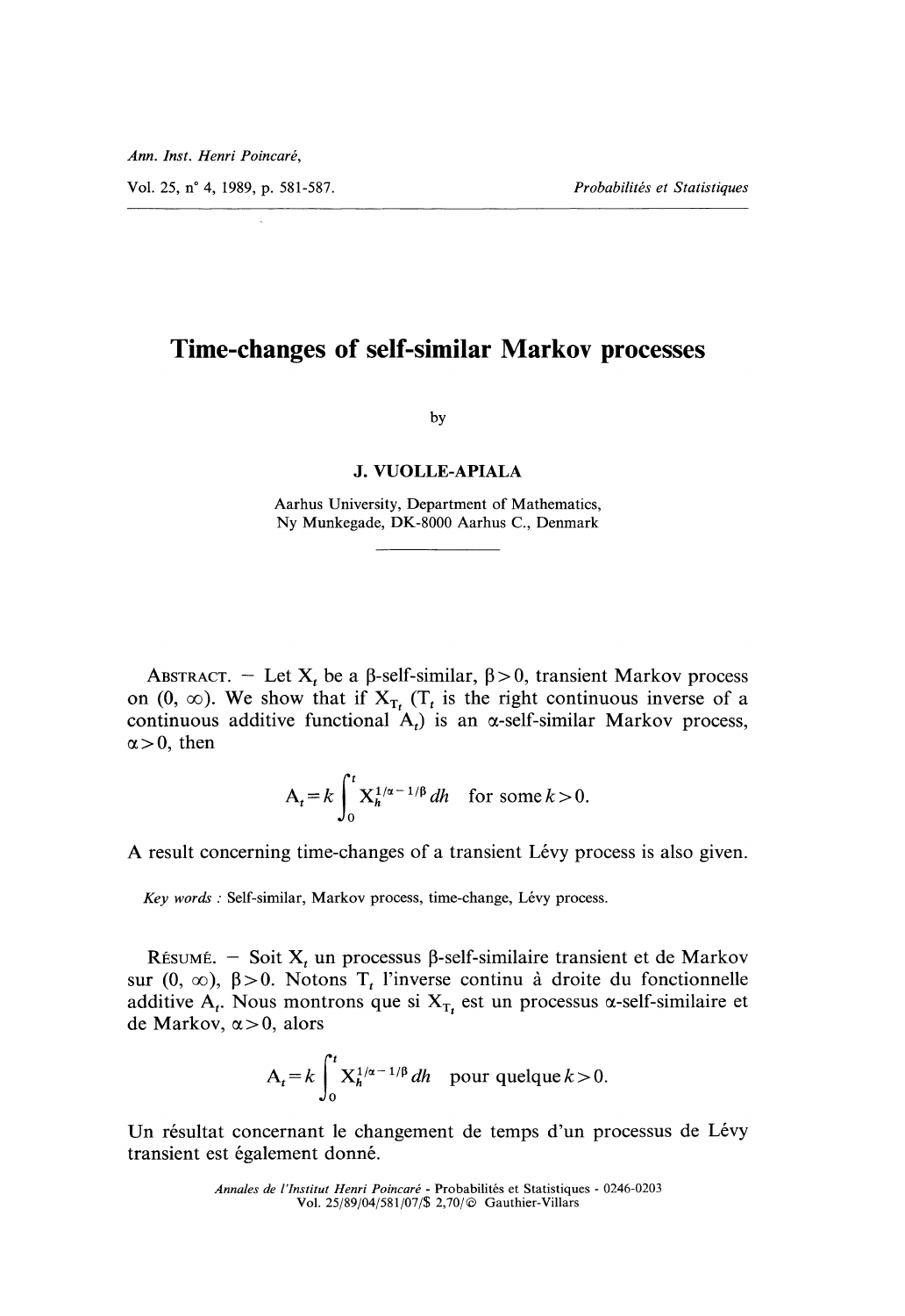# Time-changes of self-similar Markov processes

by

**J. VUOLLE-APIALA**

Aarhus University, Department of Mathematics,
Ny Munkegade, DK-8000 Aarhus C., Denmark

ABSTRACT. — Let $X_t$ be a $\beta$-self-similar, $\beta > 0$, transient Markov process on $(0, \infty)$. We show that if $X_{T_t}$ ($T_t$ is the right continuous inverse of a continuous additive functional $A_t$) is an $\alpha$-self-similar Markov process, $\alpha > 0$, then

$$A_t = k \int_0^t X_h^{1/\alpha - 1/\beta} \, dh \quad \text{for some } k > 0.$$

A result concerning time-changes of a transient Lévy process is also given.

*Key words :* Self-similar, Markov process, time-change, Lévy process.

RÉSUMÉ. — Soit $X_t$ un processus $\beta$-self-similaire transient et de Markov sur $(0, \infty)$, $\beta > 0$. Notons $T_t$ l'inverse continu à droite du fonctionnelle additive $A_t$. Nous montrons que si $X_{T_t}$ est un processus $\alpha$-self-similaire et de Markov, $\alpha > 0$, alors

$$A_t = k \int_0^t X_h^{1/\alpha - 1/\beta} \, dh \quad \text{pour quelque } k > 0.$$

Un résultat concernant le changement de temps d'un processus de Lévy transient est également donné.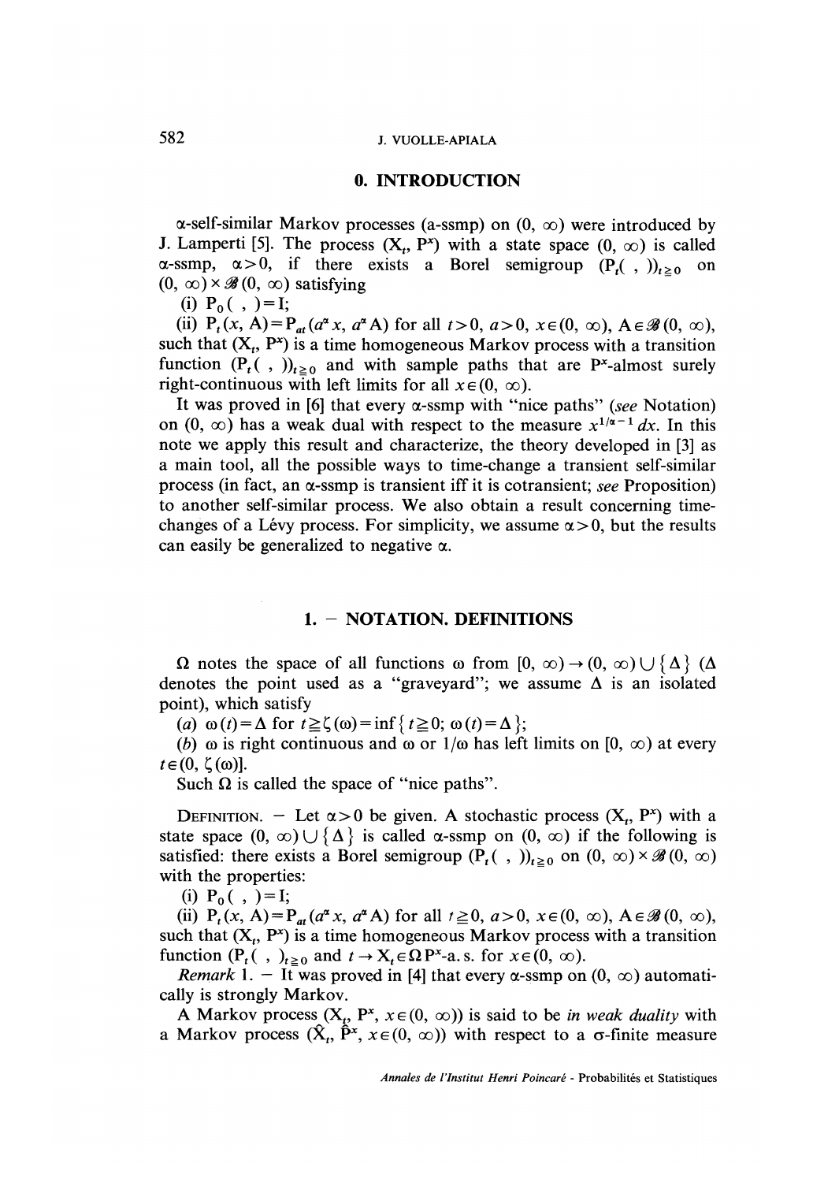## 0. INTRODUCTION

$\alpha$-self-similar Markov processes (a-ssmp) on $(0, \infty)$ were introduced by J. Lamperti [5]. The process $(X_t, P^x)$ with a state space $(0, \infty)$ is called $\alpha$-ssmp, $\alpha > 0$, if there exists a Borel semigroup $(P_t(\ ,\ ))_{t \geq 0}$ on $(0, \infty) \times \mathscr{B}(0, \infty)$ satisfying

(i) $P_0(\ ,\ ) = I$;

(ii) $P_t(x, A) = P_{at}(a^\alpha x, a^\alpha A)$ for all $t > 0$, $a > 0$, $x \in (0, \infty)$, $A \in \mathscr{B}(0, \infty)$, such that $(X_t, P^x)$ is a time homogeneous Markov process with a transition function $(P_t(\ ,\ ))_{t \geq 0}$ and with sample paths that are $P^x$-almost surely right-continuous with left limits for all $x \in (0, \infty)$.

It was proved in [6] that every $\alpha$-ssmp with "nice paths" (*see* Notation) on $(0, \infty)$ has a weak dual with respect to the measure $x^{1/\alpha - 1}\, dx$. In this note we apply this result and characterize, the theory developed in [3] as a main tool, all the possible ways to time-change a transient self-similar process (in fact, an $\alpha$-ssmp is transient iff it is cotransient; *see* Proposition) to another self-similar process. We also obtain a result concerning time-changes of a Lévy process. For simplicity, we assume $\alpha > 0$, but the results can easily be generalized to negative $\alpha$.

## 1. – NOTATION. DEFINITIONS

$\Omega$ notes the space of all functions $\omega$ from $[0, \infty) \to (0, \infty) \cup \{\Delta\}$ ($\Delta$ denotes the point used as a "graveyard"; we assume $\Delta$ is an isolated point), which satisfy

(*a*) $\omega(t) = \Delta$ for $t \geq \zeta(\omega) = \inf\{t \geq 0;\ \omega(t) = \Delta\}$;

(*b*) $\omega$ is right continuous and $\omega$ or $1/\omega$ has left limits on $[0, \infty)$ at every $t \in (0, \zeta(\omega)]$.

Such $\Omega$ is called the space of "nice paths".

DEFINITION. – Let $\alpha > 0$ be given. A stochastic process $(X_t, P^x)$ with a state space $(0, \infty) \cup \{\Delta\}$ is called $\alpha$-ssmp on $(0, \infty)$ if the following is satisfied: there exists a Borel semigroup $(P_t(\ ,\ ))_{t \geq 0}$ on $(0, \infty) \times \mathscr{B}(0, \infty)$ with the properties:

(i) $P_0(\ ,\ ) = I$;

(ii) $P_t(x, A) = P_{at}(a^\alpha x, a^\alpha A)$ for all $t \geq 0$, $a > 0$, $x \in (0, \infty)$, $A \in \mathscr{B}(0, \infty)$, such that $(X_t, P^x)$ is a time homogeneous Markov process with a transition function $(P_t(\ ,\ ))_{t \geq 0}$ and $t \to X_t \in \Omega\, P^x$-a. s. for $x \in (0, \infty)$.

*Remark* 1. – It was proved in [4] that every $\alpha$-ssmp on $(0, \infty)$ automatically is strongly Markov.

A Markov process $(X_t, P^x, x \in (0, \infty))$ is said to be *in weak duality* with a Markov process $(\hat{X}_t, \hat{P}^x, x \in (0, \infty))$ with respect to a $\sigma$-finite measure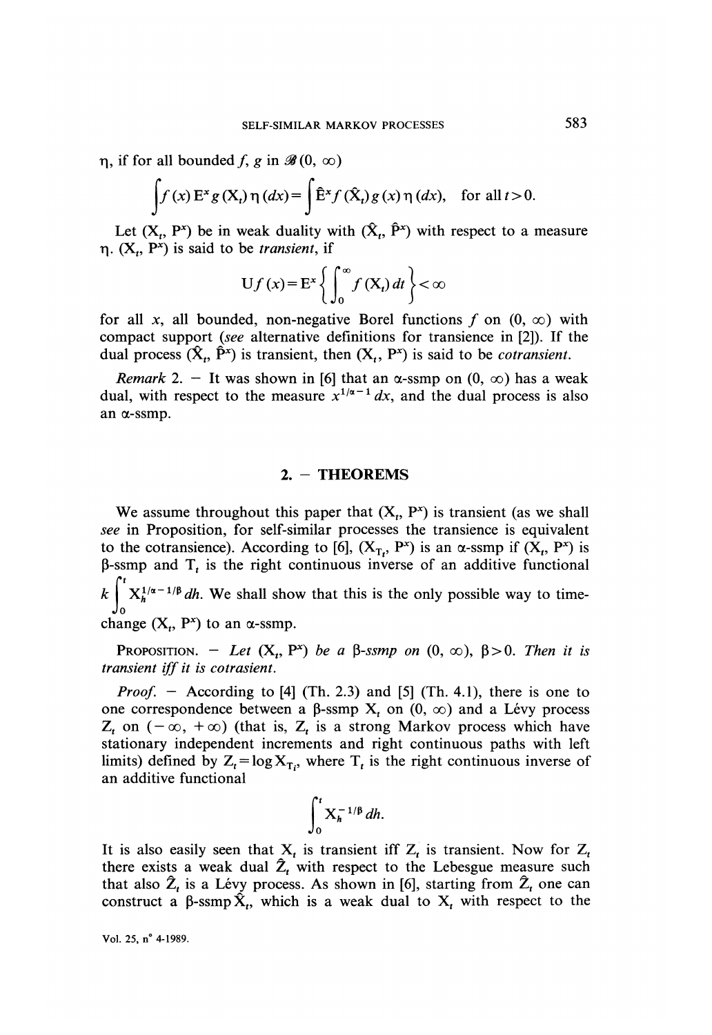$\eta$, if for all bounded $f$, $g$ in $\mathscr{B}(0, \infty)$

$$\int f(x)\, \mathrm{E}^x g(\mathrm{X}_t)\, \eta(dx) = \int \hat{\mathrm{E}}^x f(\hat{\mathrm{X}}_t)\, g(x)\, \eta(dx), \quad \text{for all } t > 0.$$

Let $(\mathrm{X}_t, \mathrm{P}^x)$ be in weak duality with $(\hat{\mathrm{X}}_t, \hat{\mathrm{P}}^x)$ with respect to a measure $\eta$. $(\mathrm{X}_t, \mathrm{P}^x)$ is said to be *transient*, if

$$\mathrm{U}f(x) = \mathrm{E}^x \left\{ \int_0^\infty f(\mathrm{X}_t)\, dt \right\} < \infty$$

for all $x$, all bounded, non-negative Borel functions $f$ on $(0, \infty)$ with compact support (*see* alternative definitions for transience in [2]). If the dual process $(\hat{\mathrm{X}}_t, \hat{\mathrm{P}}^x)$ is transient, then $(\mathrm{X}_t, \mathrm{P}^x)$ is said to be *cotransient*.

*Remark* 2. — It was shown in [6] that an $\alpha$-ssmp on $(0, \infty)$ has a weak dual, with respect to the measure $x^{1/\alpha - 1}\, dx$, and the dual process is also an $\alpha$-ssmp.

## 2. — THEOREMS

We assume throughout this paper that $(\mathrm{X}_t, \mathrm{P}^x)$ is transient (as we shall *see* in Proposition, for self-similar processes the transience is equivalent to the cotransience). According to [6], $(\mathrm{X}_{\mathrm{T}_t}, \mathrm{P}^x)$ is an $\alpha$-ssmp if $(\mathrm{X}_t, \mathrm{P}^x)$ is $\beta$-ssmp and $\mathrm{T}_t$ is the right continuous inverse of an additive functional $k \int_0^t \mathrm{X}_h^{1/\alpha - 1/\beta}\, dh$. We shall show that this is the only possible way to time-change $(\mathrm{X}_t, \mathrm{P}^x)$ to an $\alpha$-ssmp.

PROPOSITION. — *Let $(\mathrm{X}_t, \mathrm{P}^x)$ be a $\beta$-ssmp on $(0, \infty)$, $\beta > 0$. Then it is transient iff it is cotrasient.*

*Proof.* — According to [4] (Th. 2.3) and [5] (Th. 4.1), there is one to one correspondence between a $\beta$-ssmp $\mathrm{X}_t$ on $(0, \infty)$ and a Lévy process $\mathrm{Z}_t$ on $(-\infty, +\infty)$ (that is, $\mathrm{Z}_t$ is a strong Markov process which have stationary independent increments and right continuous paths with left limits) defined by $\mathrm{Z}_t = \log \mathrm{X}_{\mathrm{T}_t}$, where $\mathrm{T}_t$ is the right continuous inverse of an additive functional

$$\int_0^t \mathrm{X}_h^{-1/\beta}\, dh.$$

It is also easily seen that $\mathrm{X}_t$ is transient iff $\mathrm{Z}_t$ is transient. Now for $\mathrm{Z}_t$ there exists a weak dual $\hat{\mathrm{Z}}_t$ with respect to the Lebesgue measure such that also $\hat{\mathrm{Z}}_t$ is a Lévy process. As shown in [6], starting from $\hat{\mathrm{Z}}_t$ one can construct a $\beta$-ssmp $\hat{\mathrm{X}}_t$, which is a weak dual to $\mathrm{X}_t$ with respect to the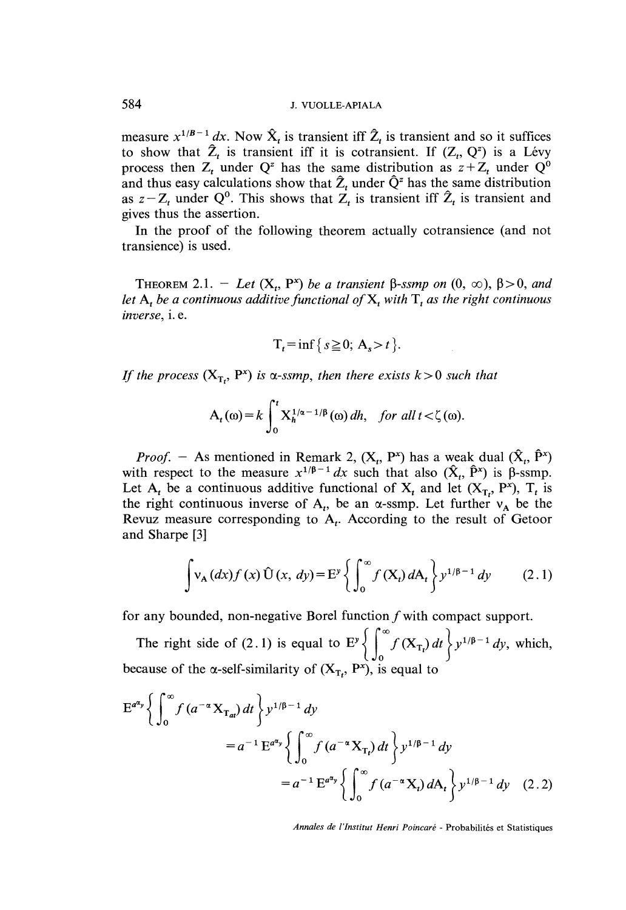measure $x^{1/\beta - 1}\, dx$. Now $\hat{X}_t$ is transient iff $\hat{Z}_t$ is transient and so it suffices to show that $\hat{Z}_t$ is transient iff it is cotransient. If $(Z_t, Q^z)$ is a Lévy process then $Z_t$ under $Q^z$ has the same distribution as $z + Z_t$ under $Q^0$ and thus easy calculations show that $\hat{Z}_t$ under $\hat{Q}^z$ has the same distribution as $z - Z_t$ under $Q^0$. This shows that $Z_t$ is transient iff $\hat{Z}_t$ is transient and gives thus the assertion.

In the proof of the following theorem actually cotransience (and not transience) is used.

THEOREM 2.1. — *Let $(X_t, P^x)$ be a transient $\beta$-ssmp on $(0, \infty)$, $\beta > 0$, and let $A_t$ be a continuous additive functional of $X_t$ with $T_t$ as the right continuous inverse*, i. e.

$$T_t = \inf\{ s \geqq 0;\ A_s > t \}.$$

*If the process $(X_{T_t}, P^x)$ is $\alpha$-ssmp, then there exists $k > 0$ such that*

$$A_t(\omega) = k \int_0^t X_h^{1/\alpha - 1/\beta}(\omega)\, dh, \quad \textit{for all } t < \zeta(\omega).$$

*Proof.* — As mentioned in Remark 2, $(X_t, P^x)$ has a weak dual $(\hat{X}_t, \hat{P}^x)$ with respect to the measure $x^{1/\beta - 1}\, dx$ such that also $(\hat{X}_t, \hat{P}^x)$ is $\beta$-ssmp. Let $A_t$ be a continuous additive functional of $X_t$ and let $(X_{T_t}, P^x)$, $T_t$ is the right continuous inverse of $A_t$, be an $\alpha$-ssmp. Let further $\nu_A$ be the Revuz measure corresponding to $A_t$. According to the result of Getoor and Sharpe [3]

$$\int \nu_A(dx) f(x)\, \hat{U}(x, dy) = E^y \left\{ \int_0^\infty f(X_t)\, dA_t \right\} y^{1/\beta - 1}\, dy \tag{2.1}$$

for any bounded, non-negative Borel function $f$ with compact support.

The right side of (2.1) is equal to $E^y \left\{ \int_0^\infty f(X_{T_t})\, dt \right\} y^{1/\beta - 1}\, dy$, which, because of the $\alpha$-self-similarity of $(X_{T_t}, P^x)$, is equal to

$$\begin{aligned}
E^{a^\alpha y} & \left\{ \int_0^\infty f(a^{-\alpha} X_{T_{at}})\, dt \right\} y^{1/\beta - 1}\, dy \\
&= a^{-1} E^{a^\alpha y} \left\{ \int_0^\infty f(a^{-\alpha} X_{T_t})\, dt \right\} y^{1/\beta - 1}\, dy \\
&= a^{-1} E^{a^\alpha y} \left\{ \int_0^\infty f(a^{-\alpha} X_t)\, dA_t \right\} y^{1/\beta - 1}\, dy \quad (2.2)
\end{aligned}$$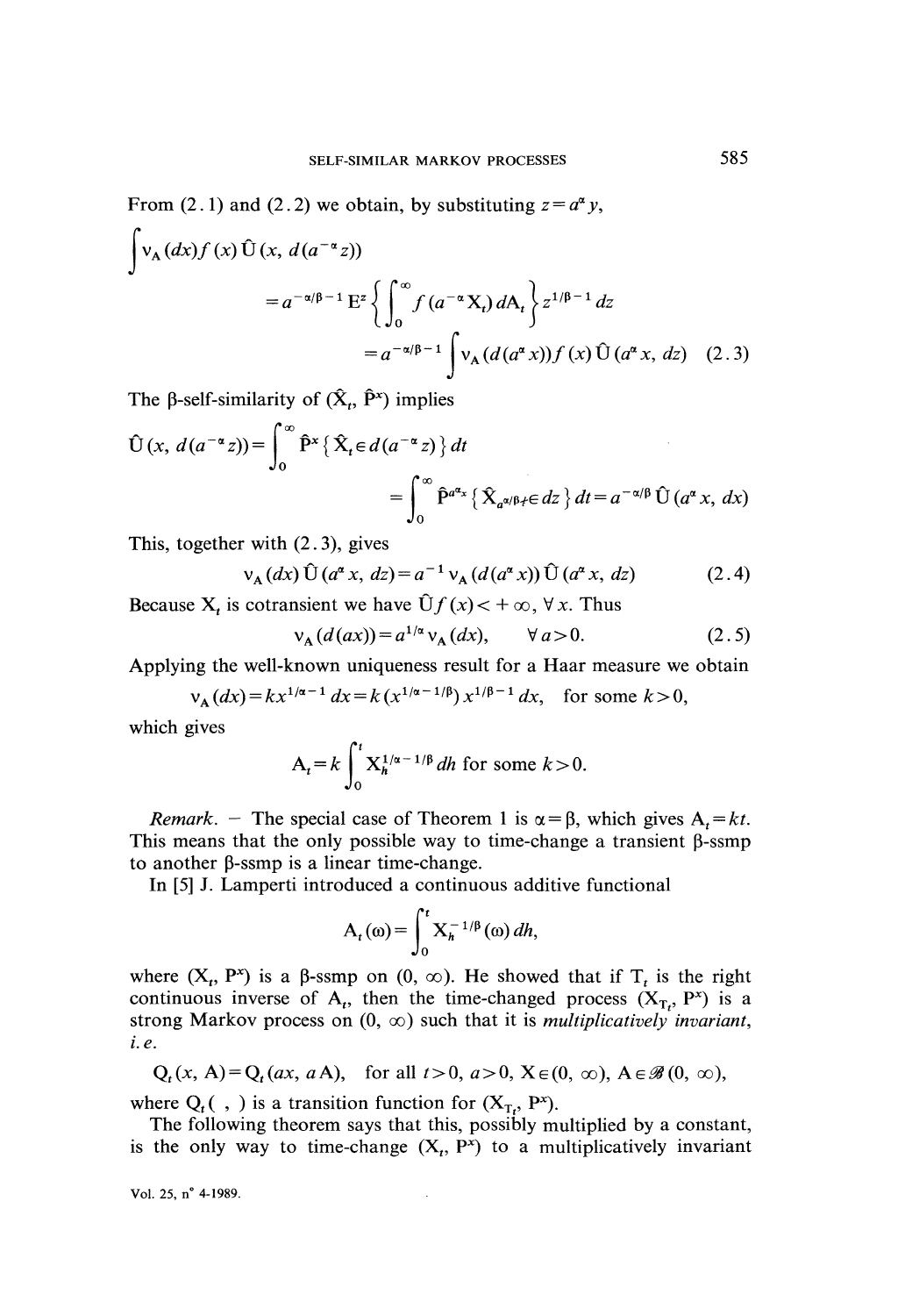From (2.1) and (2.2) we obtain, by substituting $z = a^\alpha y$,

$$\int \nu_A(dx) f(x) \hat{U}(x, d(a^{-\alpha} z))$$

$$= a^{-\alpha/\beta - 1} E^z \left\{ \int_0^\infty f(a^{-\alpha} X_t)\, dA_t \right\} z^{1/\beta - 1}\, dz$$

$$= a^{-\alpha/\beta - 1} \int \nu_A(d(a^\alpha x)) f(x) \hat{U}(a^\alpha x, dz) \quad (2.3)$$

The $\beta$-self-similarity of $(\hat{X}_t, \hat{P}^x)$ implies

$$\hat{U}(x, d(a^{-\alpha} z)) = \int_0^\infty \hat{P}^x \{ \hat{X}_t \in d(a^{-\alpha} z) \}\, dt$$

$$= \int_0^\infty \hat{P}^{a^\alpha x} \{ \hat{X}_{a^{\alpha/\beta} t} \in dz \}\, dt = a^{-\alpha/\beta} \hat{U}(a^\alpha x, dx)$$

This, together with (2.3), gives

$$\nu_A(dx) \hat{U}(a^\alpha x, dz) = a^{-1} \nu_A(d(a^\alpha x)) \hat{U}(a^\alpha x, dz) \quad (2.4)$$

Because $X_t$ is cotransient we have $\hat{U} f(x) < +\infty$, $\forall x$. Thus

$$\nu_A(d(ax)) = a^{1/\alpha} \nu_A(dx), \quad \forall a > 0. \quad (2.5)$$

Applying the well-known uniqueness result for a Haar measure we obtain

$$\nu_A(dx) = k x^{1/\alpha - 1}\, dx = k (x^{1/\alpha - 1/\beta}) x^{1/\beta - 1}\, dx, \quad \text{for some } k > 0,$$

which gives

$$A_t = k \int_0^t X_h^{1/\alpha - 1/\beta}\, dh \text{ for some } k > 0.$$

*Remark.* – The special case of Theorem 1 is $\alpha = \beta$, which gives $A_t = kt$. This means that the only possible way to time-change a transient $\beta$-ssmp to another $\beta$-ssmp is a linear time-change.

In [5] J. Lamperti introduced a continuous additive functional

$$A_t(\omega) = \int_0^t X_h^{-1/\beta}(\omega)\, dh,$$

where $(X_t, P^x)$ is a $\beta$-ssmp on $(0, \infty)$. He showed that if $T_t$ is the right continuous inverse of $A_t$, then the time-changed process $(X_{T_t}, P^x)$ is a strong Markov process on $(0, \infty)$ such that it is *multiplicatively invariant, i.e.*

$$Q_t(x, A) = Q_t(ax, aA), \quad \text{for all } t > 0,\ a > 0,\ X \in (0, \infty),\ A \in \mathscr{B}(0, \infty),$$

where $Q_t(\ ,\ )$ is a transition function for $(X_{T_t}, P^x)$.

The following theorem says that this, possibly multiplied by a constant, is the only way to time-change $(X_t, P^x)$ to a multiplicatively invariant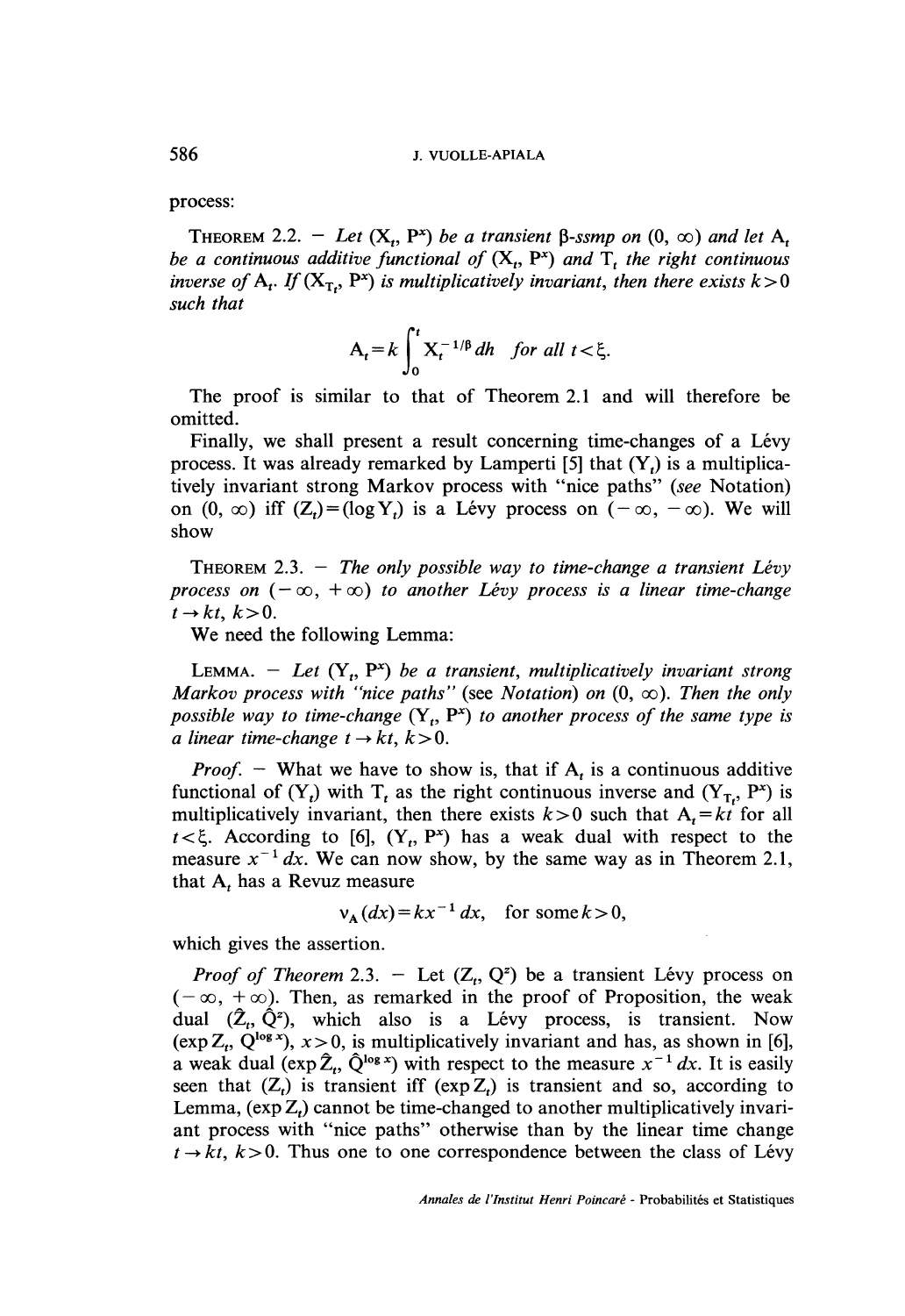process:

THEOREM 2.2. — *Let* $(X_t, P^x)$ *be a transient* $\beta$*-ssmp on* $(0, \infty)$ *and let* $A_t$ *be a continuous additive functional of* $(X_t, P^x)$ *and* $T_t$ *the right continuous inverse of* $A_t$. *If* $(X_{T_t}, P^x)$ *is multiplicatively invariant, then there exists* $k > 0$ *such that*

$$A_t = k \int_0^t X_t^{-1/\beta} \, dh \quad \textit{for all } t < \xi.$$

The proof is similar to that of Theorem 2.1 and will therefore be omitted.

Finally, we shall present a result concerning time-changes of a Lévy process. It was already remarked by Lamperti [5] that $(Y_t)$ is a multiplicatively invariant strong Markov process with "nice paths" (*see* Notation) on $(0, \infty)$ iff $(Z_t) = (\log Y_t)$ is a Lévy process on $(-\infty, -\infty)$. We will show

THEOREM 2.3. — *The only possible way to time-change a transient Lévy process on* $(-\infty, +\infty)$ *to another Lévy process is a linear time-change* $t \to kt$, $k > 0$.

We need the following Lemma:

LEMMA. — *Let* $(Y_t, P^x)$ *be a transient, multiplicatively invariant strong Markov process with "nice paths" (see Notation) on* $(0, \infty)$. *Then the only possible way to time-change* $(Y_t, P^x)$ *to another process of the same type is a linear time-change* $t \to kt$, $k > 0$.

*Proof.* — What we have to show is, that if $A_t$ is a continuous additive functional of $(Y_t)$ with $T_t$ as the right continuous inverse and $(Y_{T_t}, P^x)$ is multiplicatively invariant, then there exists $k > 0$ such that $A_t = kt$ for all $t < \xi$. According to [6], $(Y_t, P^x)$ has a weak dual with respect to the measure $x^{-1} dx$. We can now show, by the same way as in Theorem 2.1, that $A_t$ has a Revuz measure

$$\nu_A(dx) = kx^{-1} \, dx, \quad \text{for some } k > 0,$$

which gives the assertion.

*Proof of Theorem* 2.3. — Let $(Z_t, Q^z)$ be a transient Lévy process on $(-\infty, +\infty)$. Then, as remarked in the proof of Proposition, the weak dual $(\hat{Z}_t, \hat{Q}^z)$, which also is a Lévy process, is transient. Now $(\exp Z_t, Q^{\log x})$, $x > 0$, is multiplicatively invariant and has, as shown in [6], a weak dual $(\exp \hat{Z}_t, \hat{Q}^{\log x})$ with respect to the measure $x^{-1} dx$. It is easily seen that $(Z_t)$ is transient iff $(\exp Z_t)$ is transient and so, according to Lemma, $(\exp Z_t)$ cannot be time-changed to another multiplicatively invariant process with "nice paths" otherwise than by the linear time change $t \to kt$, $k > 0$. Thus one to one correspondence between the class of Lévy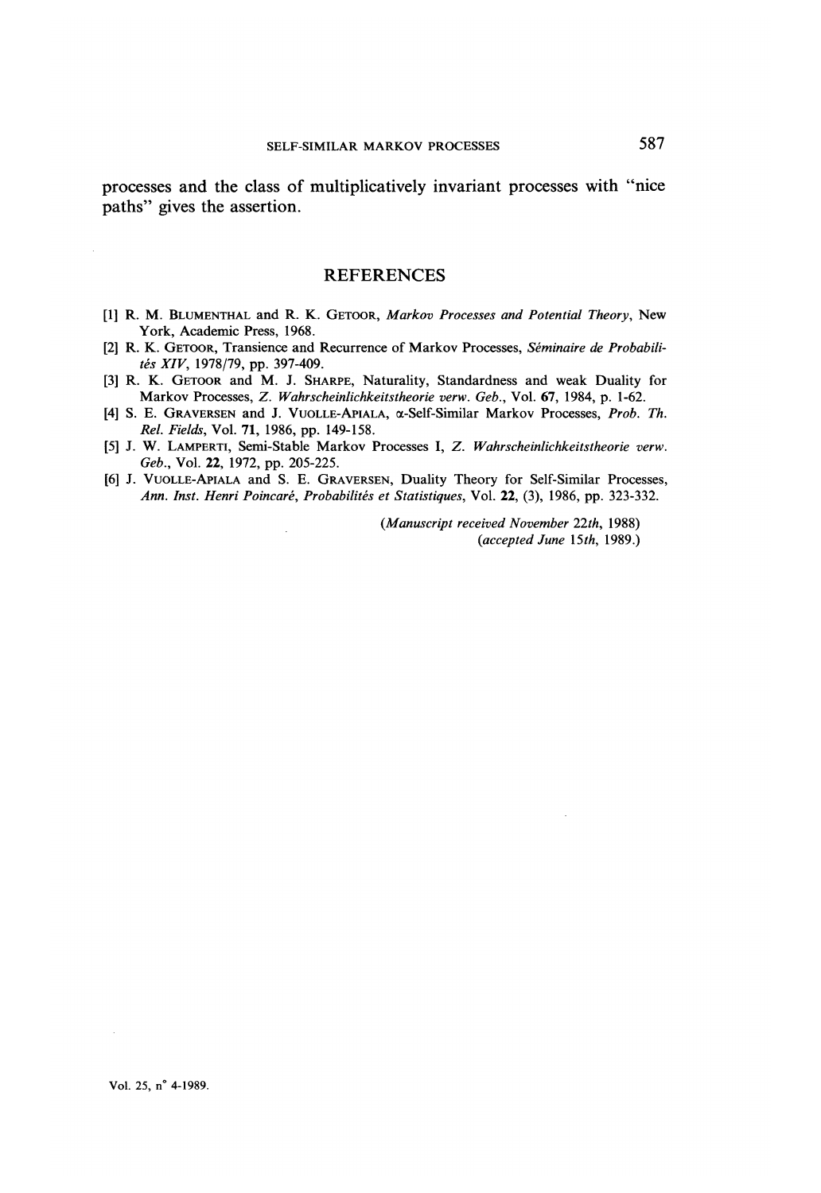processes and the class of multiplicatively invariant processes with "nice paths" gives the assertion.

## REFERENCES

[1] R. M. Blumenthal and R. K. Getoor, *Markov Processes and Potential Theory*, New York, Academic Press, 1968.

[2] R. K. Getoor, Transience and Recurrence of Markov Processes, *Séminaire de Probabilités XIV*, 1978/79, pp. 397-409.

[3] R. K. Getoor and M. J. Sharpe, Naturality, Standardness and weak Duality for Markov Processes, *Z. Wahrscheinlichkeitstheorie verw. Geb.*, Vol. **67**, 1984, p. 1-62.

[4] S. E. Graversen and J. Vuolle-Apiala, α-Self-Similar Markov Processes, *Prob. Th. Rel. Fields*, Vol. **71**, 1986, pp. 149-158.

[5] J. W. Lamperti, Semi-Stable Markov Processes I, *Z. Wahrscheinlichkeitstheorie verw. Geb.*, Vol. **22**, 1972, pp. 205-225.

[6] J. Vuolle-Apiala and S. E. Graversen, Duality Theory for Self-Similar Processes, *Ann. Inst. Henri Poincaré, Probabilités et Statistiques*, Vol. **22**, (3), 1986, pp. 323-332.

(*Manuscript received November 22th*, 1988)
(*accepted June 15th*, 1989.)